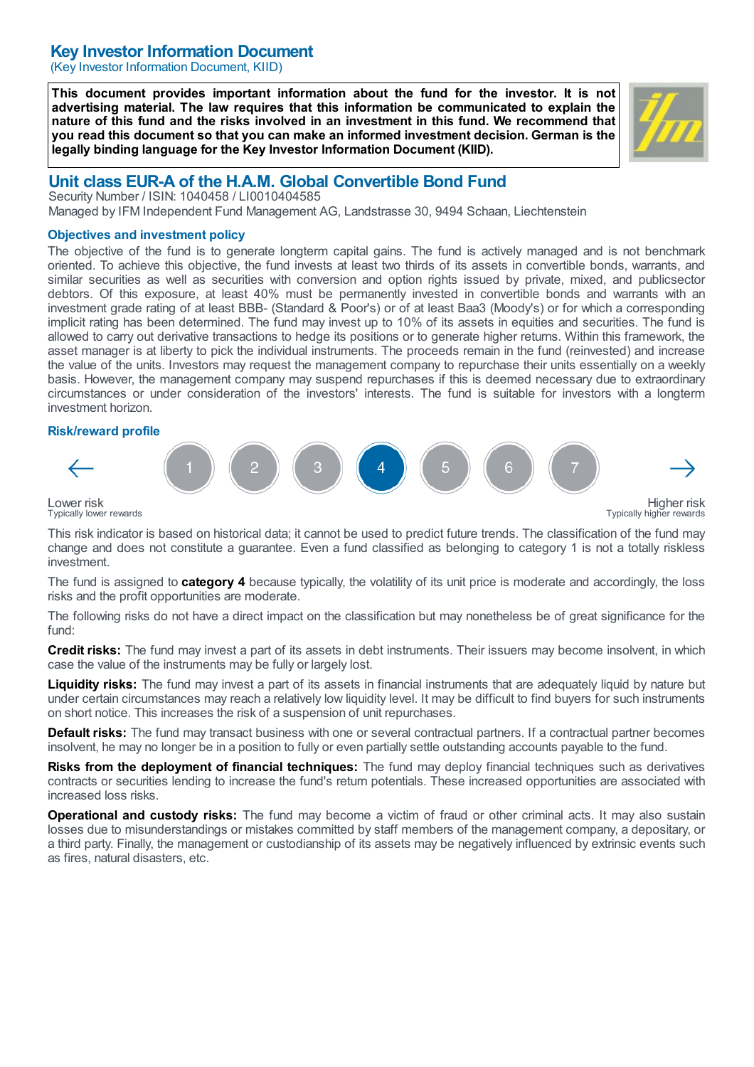# Key Investor Information Document

(Key Investor Information Document, KIID)

**This document provides important information about the fund for the investor. It is not advertising material. The law requires that this information be communicated to explain the nature of this fund and the risks involved in an investment in this fund. We recommend that you read this document so that you can make an informed investment decision. German is the legally binding language for the Key Investor Information Document (KIID).**

## Unit class EUR-A of the H.A.M. Global Convertible Bond Fund

Security Number / ISIN: 1040458 / LI0010404585

Managed by IFM Independent Fund Management AG, Landstrasse 30, 9494 Schaan, Liechtenstein

### Objectives and investment policy

The objective of the fund is to generate longterm capital gains. The fund is actively managed and is not benchmark oriented. To achieve this objective, the fund invests at least two thirds of its assets in convertible bonds, warrants, and similar securities as well as securities with conversion and option rights issued by private, mixed, and publicsector debtors. Of this exposure, at least 40% must be permanently invested in convertible bonds and warrants with an investment grade rating of at least BBB- (Standard & Poor's) or of at least Baa3 (Moody's) or for which a corresponding implicit rating has been determined. The fund may invest up to 10% of its assets in equities and securities. The fund is allowed to carry out derivative transactions to hedge its positions or to generate higher returns. Within this framework, the asset manager is at liberty to pick the individual instruments. The proceeds remain in the fund (reinvested) and increase the value of the units. Investors may request the management company to repurchase their units essentially on a weekly basis. However, the management company may suspend repurchases if this is deemed necessary due to extraordinary circumstances or under consideration of the investors' interests. The fund is suitable for investors with a longterm investment horizon.

### Risk/reward profile

← 1 2 3 **4** 5 6 7 →

Lower risk
Typically lower rewards

Higher risk
Typically higher rewards

This risk indicator is based on historical data; it cannot be used to predict future trends. The classification of the fund may change and does not constitute a guarantee. Even a fund classified as belonging to category 1 is not a totally riskless investment.

The fund is assigned to **category 4** because typically, the volatility of its unit price is moderate and accordingly, the loss risks and the profit opportunities are moderate.

The following risks do not have a direct impact on the classification but may nonetheless be of great significance for the fund:

**Credit risks:** The fund may invest a part of its assets in debt instruments. Their issuers may become insolvent, in which case the value of the instruments may be fully or largely lost.

**Liquidity risks:** The fund may invest a part of its assets in financial instruments that are adequately liquid by nature but under certain circumstances may reach a relatively low liquidity level. It may be difficult to find buyers for such instruments on short notice. This increases the risk of a suspension of unit repurchases.

**Default risks:** The fund may transact business with one or several contractual partners. If a contractual partner becomes insolvent, he may no longer be in a position to fully or even partially settle outstanding accounts payable to the fund.

**Risks from the deployment of financial techniques:** The fund may deploy financial techniques such as derivatives contracts or securities lending to increase the fund's return potentials. These increased opportunities are associated with increased loss risks.

**Operational and custody risks:** The fund may become a victim of fraud or other criminal acts. It may also sustain losses due to misunderstandings or mistakes committed by staff members of the management company, a depositary, or a third party. Finally, the management or custodianship of its assets may be negatively influenced by extrinsic events such as fires, natural disasters, etc.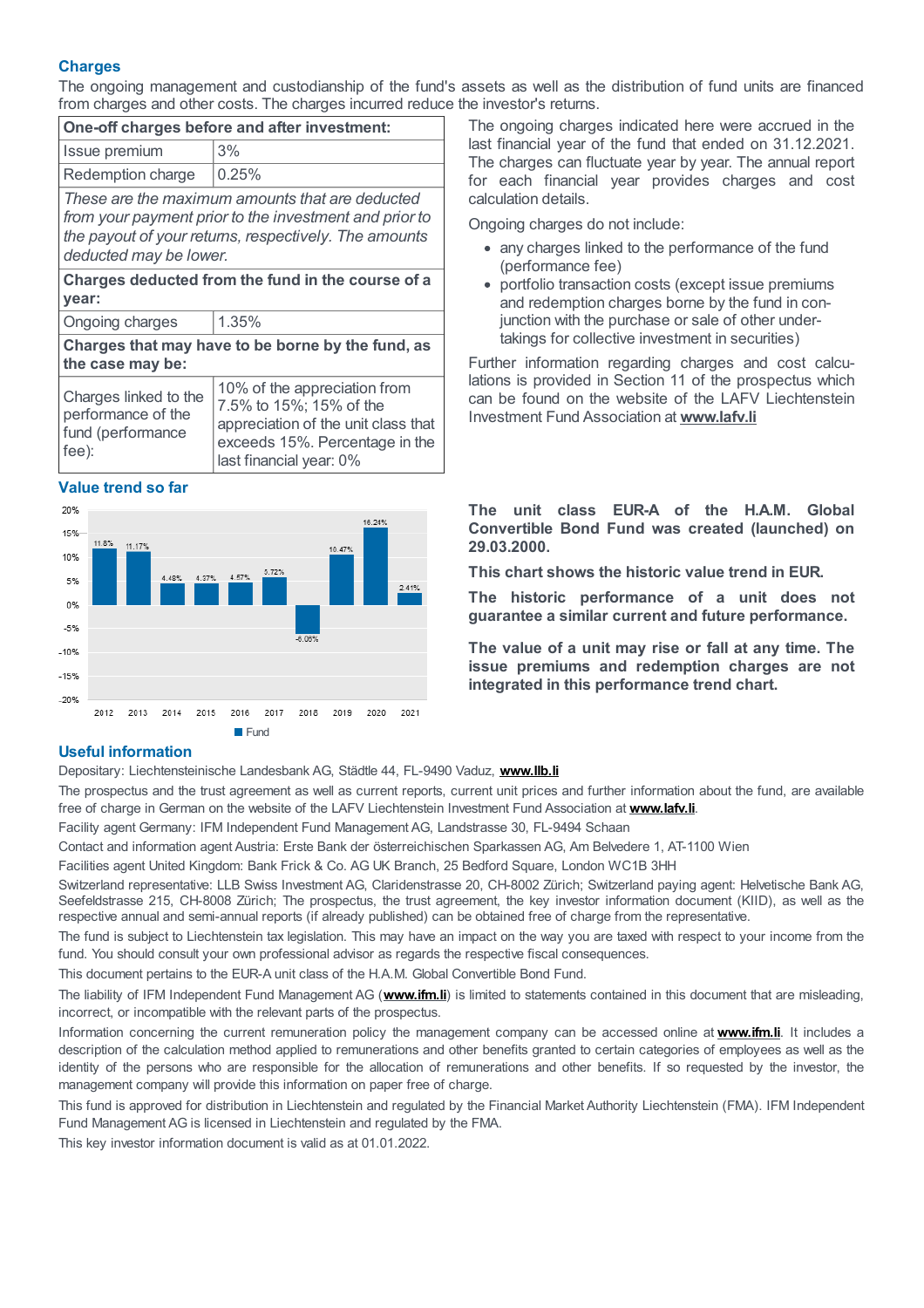## Charges

The ongoing management and custodianship of the fund's assets as well as the distribution of fund units are financed from charges and other costs. The charges incurred reduce the investor's returns.

| One-off charges before and after investment: | |
|---|---|
| Issue premium | 3% |
| Redemption charge | 0.25% |
| *These are the maximum amounts that are deducted from your payment prior to the investment and prior to the payout of your returns, respectively. The amounts deducted may be lower.* | |
| **Charges deducted from the fund in the course of a year:** | |
| Ongoing charges | 1.35% |
| **Charges that may have to be borne by the fund, as the case may be:** | |
| Charges linked to the performance of the fund (performance fee): | 10% of the appreciation from 7.5% to 15%; 15% of the appreciation of the unit class that exceeds 15%. Percentage in the last financial year: 0% |

The ongoing charges indicated here were accrued in the last financial year of the fund that ended on 31.12.2021. The charges can fluctuate year by year. The annual report for each financial year provides charges and cost calculation details.

Ongoing charges do not include:

- any charges linked to the performance of the fund (performance fee)
- portfolio transaction costs (except issue premiums and redemption charges borne by the fund in conjunction with the purchase or sale of other undertakings for collective investment in securities)

Further information regarding charges and cost calculations is provided in Section 11 of the prospectus which can be found on the website of the LAFV Liechtenstein Investment Fund Association at **www.lafv.li**

## Value trend so far

20%
15%
10%
5%
0%
-5%
-10%
-15%
-20%

11.8% 11.17% 4.48% 4.37% 4.57% 5.72% -6.06% 10.47% 16.24% 2.41%

2012 2013 2014 2015 2016 2017 2018 2019 2020 2021

Fund

**The unit class EUR-A of the H.A.M. Global Convertible Bond Fund was created (launched) on 29.03.2000.**

**This chart shows the historic value trend in EUR.**

**The historic performance of a unit does not guarantee a similar current and future performance.**

**The value of a unit may rise or fall at any time. The issue premiums and redemption charges are not integrated in this performance trend chart.**

## Useful information

Depositary: Liechtensteinische Landesbank AG, Städtle 44, FL-9490 Vaduz, **www.llb.li**

The prospectus and the trust agreement as well as current reports, current unit prices and further information about the fund, are available free of charge in German on the website of the LAFV Liechtenstein Investment Fund Association at **www.lafv.li**.

Facility agent Germany: IFM Independent Fund Management AG, Landstrasse 30, FL-9494 Schaan

Contact and information agent Austria: Erste Bank der österreichischen Sparkassen AG, Am Belvedere 1, AT-1100 Wien

Facilities agent United Kingdom: Bank Frick & Co. AG UK Branch, 25 Bedford Square, London WC1B 3HH

Switzerland representative: LLB Swiss Investment AG, Claridenstrasse 20, CH-8002 Zürich; Switzerland paying agent: Helvetische Bank AG, Seefeldstrasse 215, CH-8008 Zürich; The prospectus, the trust agreement, the key investor information document (KIID), as well as the respective annual and semi-annual reports (if already published) can be obtained free of charge from the representative.

The fund is subject to Liechtenstein tax legislation. This may have an impact on the way you are taxed with respect to your income from the fund. You should consult your own professional advisor as regards the respective fiscal consequences.

This document pertains to the EUR-A unit class of the H.A.M. Global Convertible Bond Fund.

The liability of IFM Independent Fund Management AG (**www.ifm.li**) is limited to statements contained in this document that are misleading, incorrect, or incompatible with the relevant parts of the prospectus.

Information concerning the current remuneration policy the management company can be accessed online at **www.ifm.li**. It includes a description of the calculation method applied to remunerations and other benefits granted to certain categories of employees as well as the identity of the persons who are responsible for the allocation of remunerations and other benefits. If so requested by the investor, the management company will provide this information on paper free of charge.

This fund is approved for distribution in Liechtenstein and regulated by the Financial Market Authority Liechtenstein (FMA). IFM Independent Fund Management AG is licensed in Liechtenstein and regulated by the FMA.

This key investor information document is valid as at 01.01.2022.